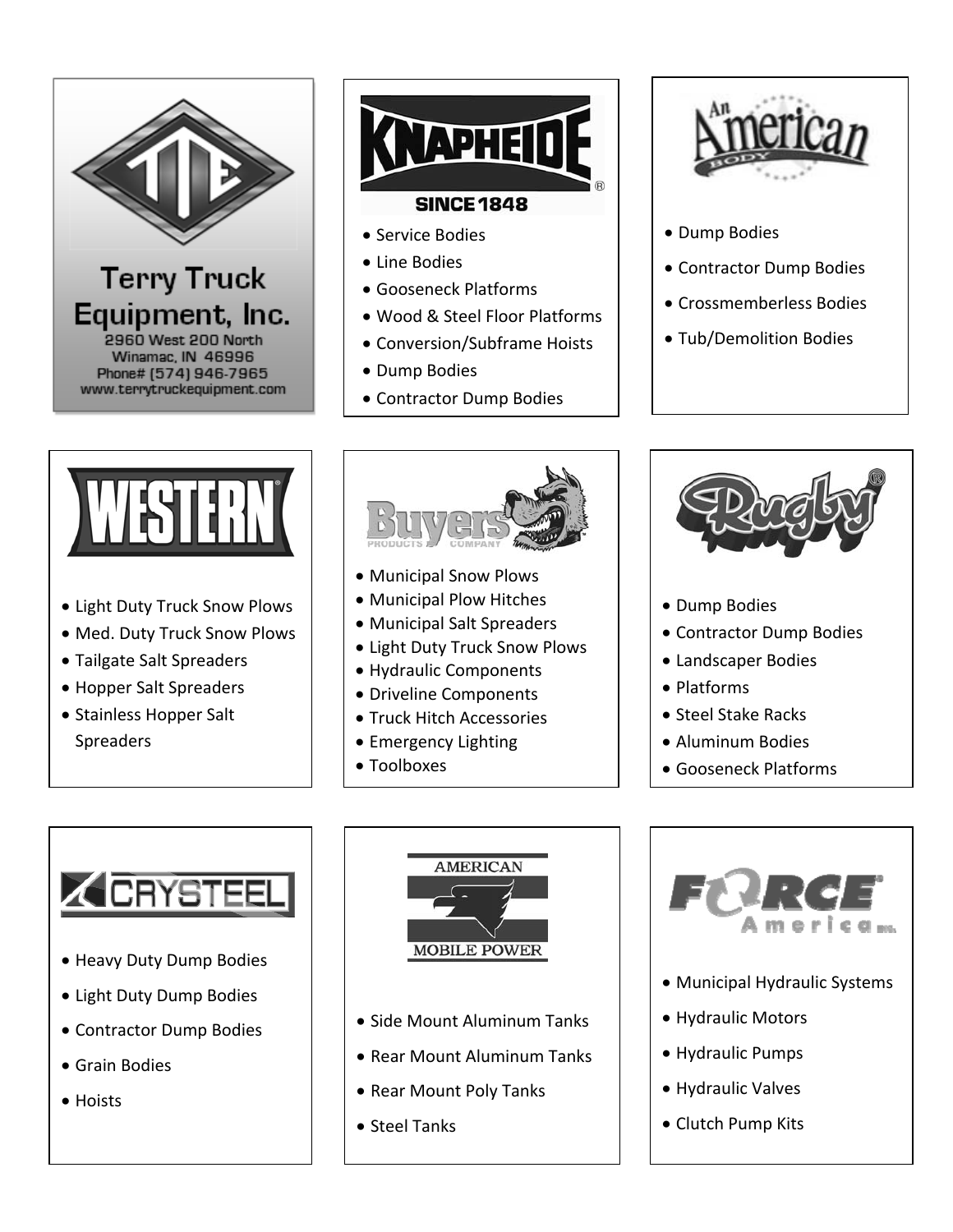## Terry Truck Equipment, Inc.

2960 West 200 North
Winamac, IN 46996
Phone# (574) 946-7965
www.terrytruckequipment.com

## KNAPHEIDE

SINCE 1848

- Service Bodies
- Line Bodies
- Gooseneck Platforms
- Wood & Steel Floor Platforms
- Conversion/Subframe Hoists
- Dump Bodies
- Contractor Dump Bodies

## An American Body

- Dump Bodies
- Contractor Dump Bodies
- Crossmemberless Bodies
- Tub/Demolition Bodies

## WESTERN

- Light Duty Truck Snow Plows
- Med. Duty Truck Snow Plows
- Tailgate Salt Spreaders
- Hopper Salt Spreaders
- Stainless Hopper Salt Spreaders

## Buyers Products Company

- Municipal Snow Plows
- Municipal Plow Hitches
- Municipal Salt Spreaders
- Light Duty Truck Snow Plows
- Hydraulic Components
- Driveline Components
- Truck Hitch Accessories
- Emergency Lighting
- Toolboxes

## Rugby

- Dump Bodies
- Contractor Dump Bodies
- Landscaper Bodies
- Platforms
- Steel Stake Racks
- Aluminum Bodies
- Gooseneck Platforms

## CRYSTEEL

- Heavy Duty Dump Bodies
- Light Duty Dump Bodies
- Contractor Dump Bodies
- Grain Bodies
- Hoists

## AMERICAN MOBILE POWER

- Side Mount Aluminum Tanks
- Rear Mount Aluminum Tanks
- Rear Mount Poly Tanks
- Steel Tanks

## FORCE America Inc.

- Municipal Hydraulic Systems
- Hydraulic Motors
- Hydraulic Pumps
- Hydraulic Valves
- Clutch Pump Kits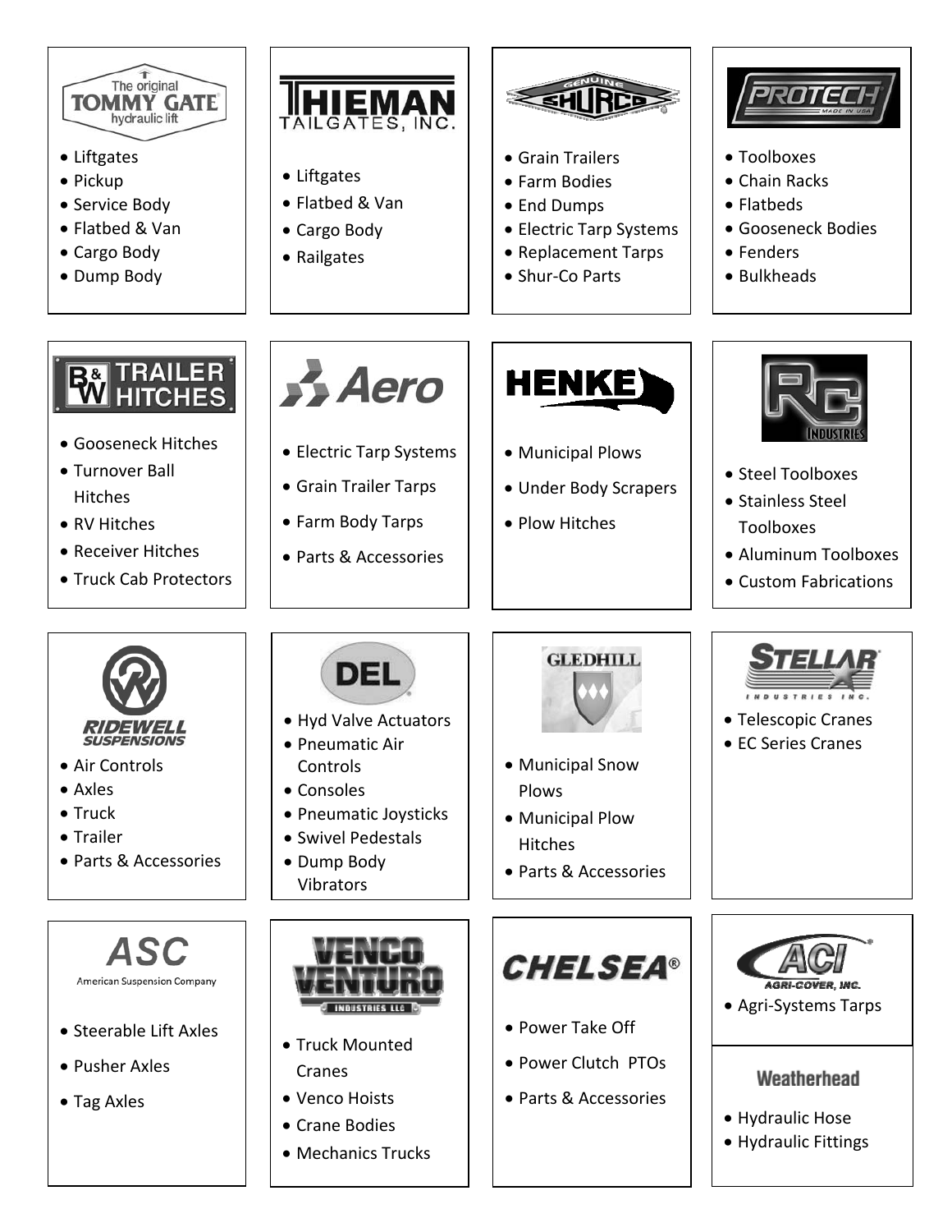**The original TOMMY GATE hydraulic lift**

- Liftgates
- Pickup
- Service Body
- Flatbed & Van
- Cargo Body
- Dump Body

**THIEMAN TAILGATES, INC.**

- Liftgates
- Flatbed & Van
- Cargo Body
- Railgates

**GENUINE SHUR-CO**

- Grain Trailers
- Farm Bodies
- End Dumps
- Electric Tarp Systems
- Replacement Tarps
- Shur-Co Parts

**PROTECH MADE IN USA**

- Toolboxes
- Chain Racks
- Flatbeds
- Gooseneck Bodies
- Fenders
- Bulkheads

**B&W TRAILER HITCHES**

- Gooseneck Hitches
- Turnover Ball Hitches
- RV Hitches
- Receiver Hitches
- Truck Cab Protectors

**Aero**

- Electric Tarp Systems
- Grain Trailer Tarps
- Farm Body Tarps
- Parts & Accessories

**HENKE**

- Municipal Plows
- Under Body Scrapers
- Plow Hitches

**RC INDUSTRIES**

- Steel Toolboxes
- Stainless Steel Toolboxes
- Aluminum Toolboxes
- Custom Fabrications

**RIDEWELL SUSPENSIONS**

- Air Controls
- Axles
- Truck
- Trailer
- Parts & Accessories

**DEL**

- Hyd Valve Actuators
- Pneumatic Air Controls
- Consoles
- Pneumatic Joysticks
- Swivel Pedestals
- Dump Body Vibrators

**GLEDHILL**

- Municipal Snow Plows
- Municipal Plow Hitches
- Parts & Accessories

**STELLAR INDUSTRIES INC.**

- Telescopic Cranes
- EC Series Cranes

**ASC American Suspension Company**

- Steerable Lift Axles
- Pusher Axles
- Tag Axles

**VENCO VENTURO INDUSTRIES LLC**

- Truck Mounted Cranes
- Venco Hoists
- Crane Bodies
- Mechanics Trucks

**CHELSEA®**

- Power Take Off
- Power Clutch PTOs
- Parts & Accessories

**ACI AGRI-COVER, INC.**

- Agri-Systems Tarps

**Weatherhead**

- Hydraulic Hose
- Hydraulic Fittings